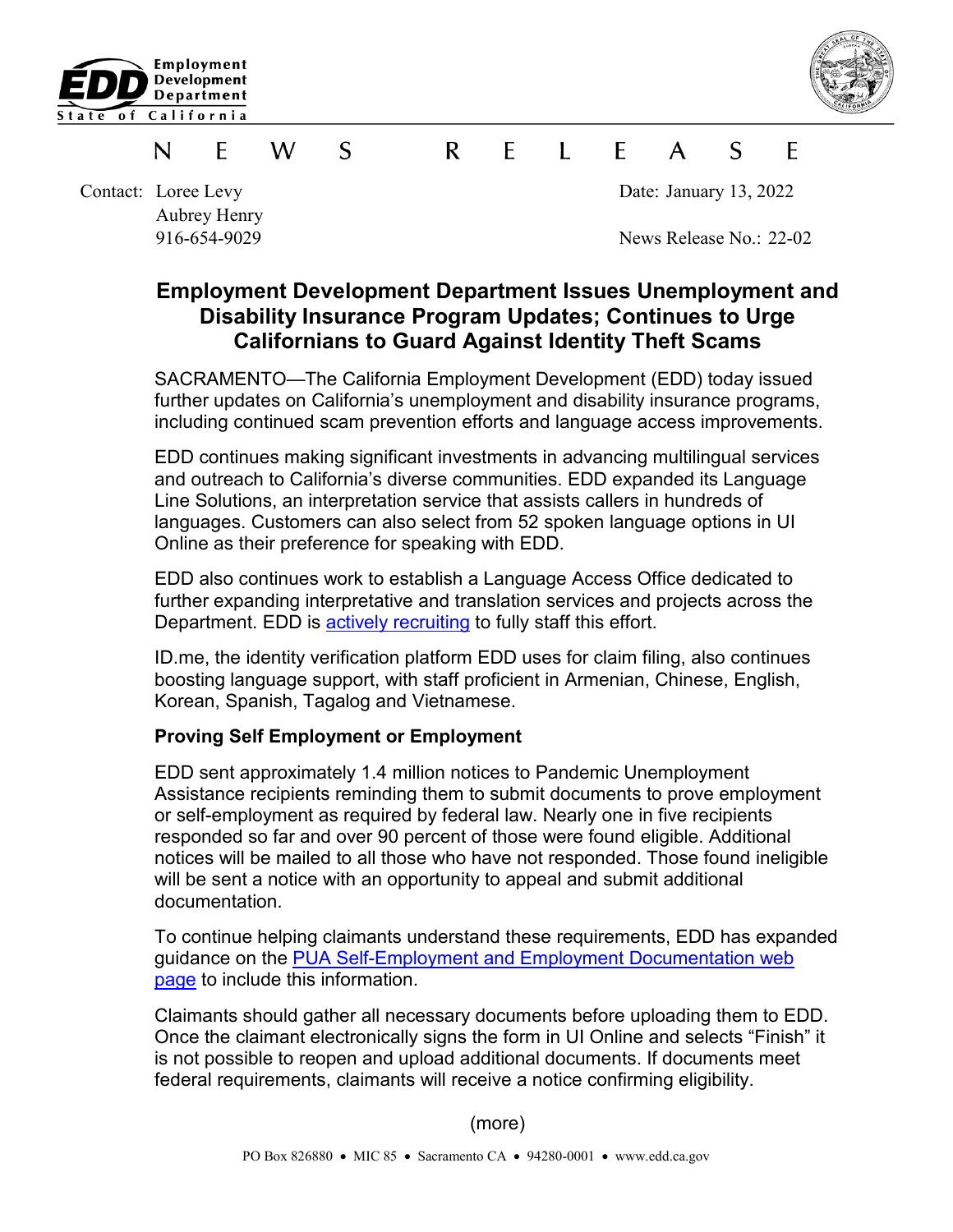Employment Development Department
State of California

NEWS RELEASE

Contact: Loree Levy
Aubrey Henry
916-654-9029

Date: January 13, 2022

News Release No.: 22-02

# Employment Development Department Issues Unemployment and Disability Insurance Program Updates; Continues to Urge Californians to Guard Against Identity Theft Scams

SACRAMENTO—The California Employment Development (EDD) today issued further updates on California's unemployment and disability insurance programs, including continued scam prevention efforts and language access improvements.

EDD continues making significant investments in advancing multilingual services and outreach to California's diverse communities. EDD expanded its Language Line Solutions, an interpretation service that assists callers in hundreds of languages. Customers can also select from 52 spoken language options in UI Online as their preference for speaking with EDD.

EDD also continues work to establish a Language Access Office dedicated to further expanding interpretative and translation services and projects across the Department. EDD is actively recruiting to fully staff this effort.

ID.me, the identity verification platform EDD uses for claim filing, also continues boosting language support, with staff proficient in Armenian, Chinese, English, Korean, Spanish, Tagalog and Vietnamese.

**Proving Self Employment or Employment**

EDD sent approximately 1.4 million notices to Pandemic Unemployment Assistance recipients reminding them to submit documents to prove employment or self-employment as required by federal law. Nearly one in five recipients responded so far and over 90 percent of those were found eligible. Additional notices will be mailed to all those who have not responded. Those found ineligible will be sent a notice with an opportunity to appeal and submit additional documentation.

To continue helping claimants understand these requirements, EDD has expanded guidance on the PUA Self-Employment and Employment Documentation web page to include this information.

Claimants should gather all necessary documents before uploading them to EDD. Once the claimant electronically signs the form in UI Online and selects "Finish" it is not possible to reopen and upload additional documents. If documents meet federal requirements, claimants will receive a notice confirming eligibility.

(more)

PO Box 826880 • MIC 85 • Sacramento CA • 94280-0001 • www.edd.ca.gov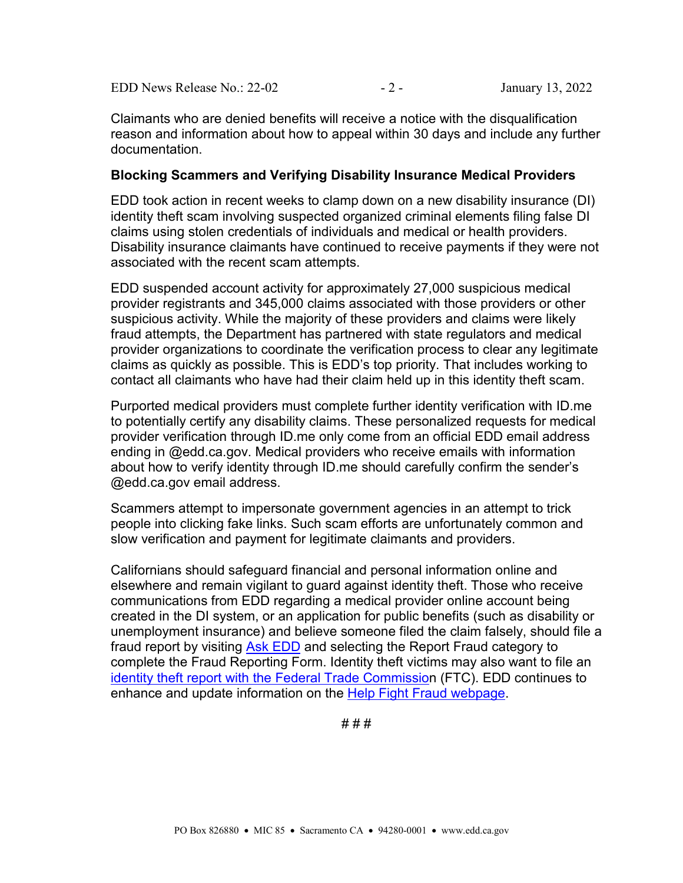Claimants who are denied benefits will receive a notice with the disqualification reason and information about how to appeal within 30 days and include any further documentation.

**Blocking Scammers and Verifying Disability Insurance Medical Providers**

EDD took action in recent weeks to clamp down on a new disability insurance (DI) identity theft scam involving suspected organized criminal elements filing false DI claims using stolen credentials of individuals and medical or health providers. Disability insurance claimants have continued to receive payments if they were not associated with the recent scam attempts.

EDD suspended account activity for approximately 27,000 suspicious medical provider registrants and 345,000 claims associated with those providers or other suspicious activity. While the majority of these providers and claims were likely fraud attempts, the Department has partnered with state regulators and medical provider organizations to coordinate the verification process to clear any legitimate claims as quickly as possible. This is EDD's top priority. That includes working to contact all claimants who have had their claim held up in this identity theft scam.

Purported medical providers must complete further identity verification with ID.me to potentially certify any disability claims. These personalized requests for medical provider verification through ID.me only come from an official EDD email address ending in @edd.ca.gov. Medical providers who receive emails with information about how to verify identity through ID.me should carefully confirm the sender's @edd.ca.gov email address.

Scammers attempt to impersonate government agencies in an attempt to trick people into clicking fake links. Such scam efforts are unfortunately common and slow verification and payment for legitimate claimants and providers.

Californians should safeguard financial and personal information online and elsewhere and remain vigilant to guard against identity theft. Those who receive communications from EDD regarding a medical provider online account being created in the DI system, or an application for public benefits (such as disability or unemployment insurance) and believe someone filed the claim falsely, should file a fraud report by visiting Ask EDD and selecting the Report Fraud category to complete the Fraud Reporting Form. Identity theft victims may also want to file an identity theft report with the Federal Trade Commission (FTC). EDD continues to enhance and update information on the Help Fight Fraud webpage.

# # #